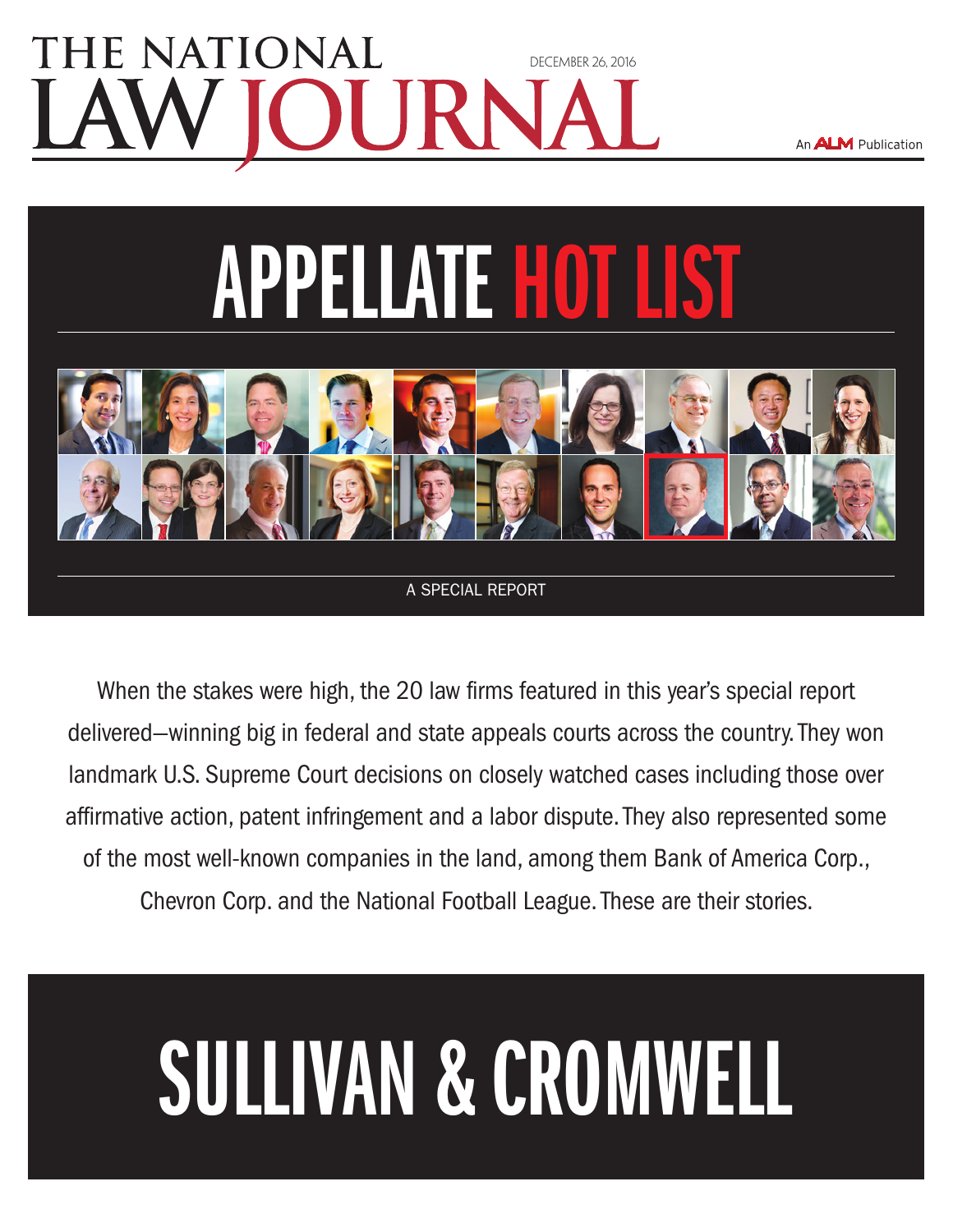# THE NATIONAL LAW JOURNAL

DECEMBER 26, 2016

An ALM Publication

# APPELLATE HOT LIST

A SPECIAL REPORT

When the stakes were high, the 20 law firms featured in this year's special report delivered—winning big in federal and state appeals courts across the country. They won landmark U.S. Supreme Court decisions on closely watched cases including those over affirmative action, patent infringement and a labor dispute. They also represented some of the most well-known companies in the land, among them Bank of America Corp., Chevron Corp. and the National Football League. These are their stories.

# SULLIVAN & CROMWELL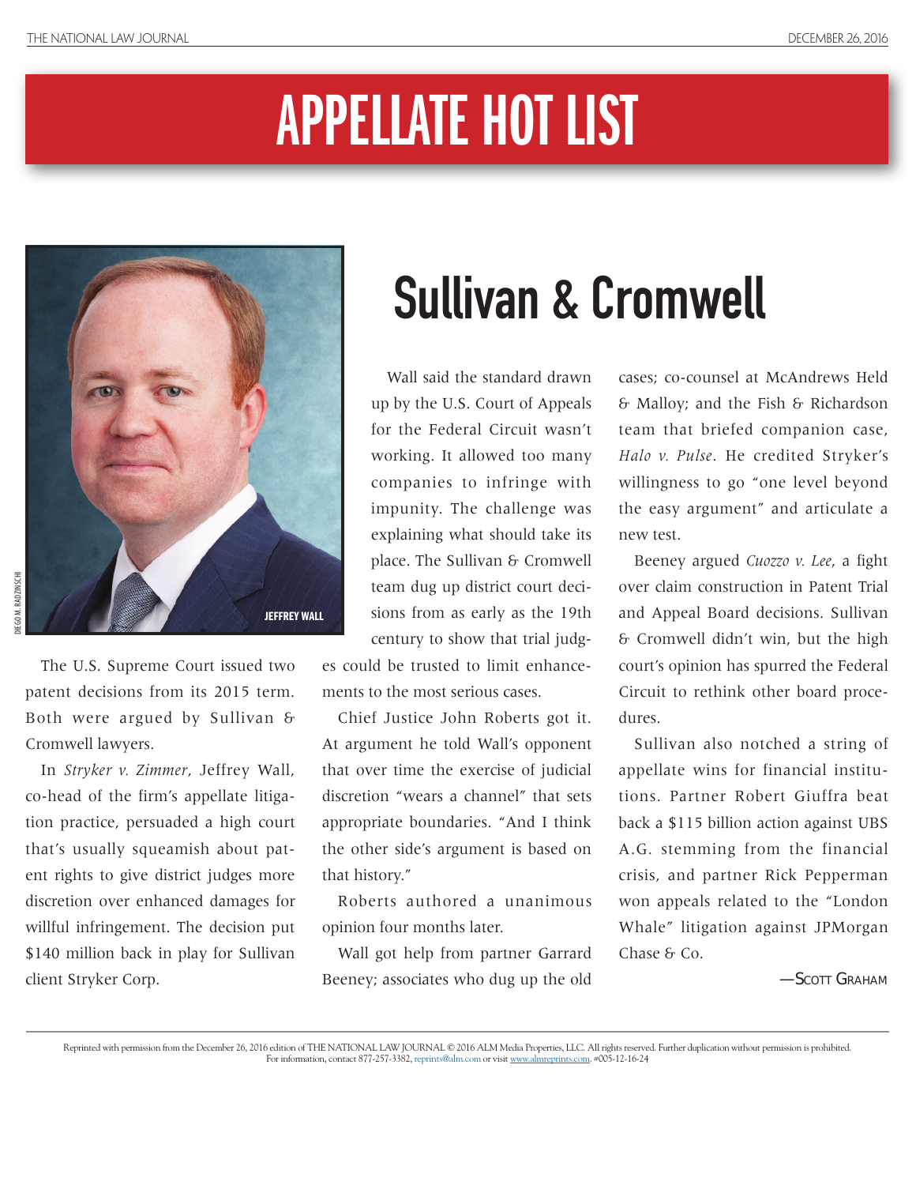# APPELLATE HOT LIST

JEFFREY WALL

DIEGO M. RADZINSCHI

## Sullivan & Cromwell

The U.S. Supreme Court issued two patent decisions from its 2015 term. Both were argued by Sullivan & Cromwell lawyers.

In *Stryker v. Zimmer*, Jeffrey Wall, co-head of the firm's appellate litigation practice, persuaded a high court that's usually squeamish about patent rights to give district judges more discretion over enhanced damages for willful infringement. The decision put $140 million back in play for Sullivan client Stryker Corp.

Wall said the standard drawn up by the U.S. Court of Appeals for the Federal Circuit wasn't working. It allowed too many companies to infringe with impunity. The challenge was explaining what should take its place. The Sullivan & Cromwell team dug up district court decisions from as early as the 19th century to show that trial judges could be trusted to limit enhancements to the most serious cases.

Chief Justice John Roberts got it. At argument he told Wall's opponent that over time the exercise of judicial discretion "wears a channel" that sets appropriate boundaries. "And I think the other side's argument is based on that history."

Roberts authored a unanimous opinion four months later.

Wall got help from partner Garrard Beeney; associates who dug up the old cases; co-counsel at McAndrews Held & Malloy; and the Fish & Richardson team that briefed companion case, *Halo v. Pulse*. He credited Stryker's willingness to go "one level beyond the easy argument" and articulate a new test.

Beeney argued *Cuozzo v. Lee*, a fight over claim construction in Patent Trial and Appeal Board decisions. Sullivan & Cromwell didn't win, but the high court's opinion has spurred the Federal Circuit to rethink other board procedures.

Sullivan also notched a string of appellate wins for financial institutions. Partner Robert Giuffra beat back a $115 billion action against UBS A.G. stemming from the financial crisis, and partner Rick Pepperman won appeals related to the "London Whale" litigation against JPMorgan Chase & Co.

—Scott Graham

Reprinted with permission from the December 26, 2016 edition of THE NATIONAL LAW JOURNAL © 2016 ALM Media Properties, LLC. All rights reserved. Further duplication without permission is prohibited. For information, contact 877-257-3382, reprints@alm.com or visit www.almreprints.com. #005-12-16-24